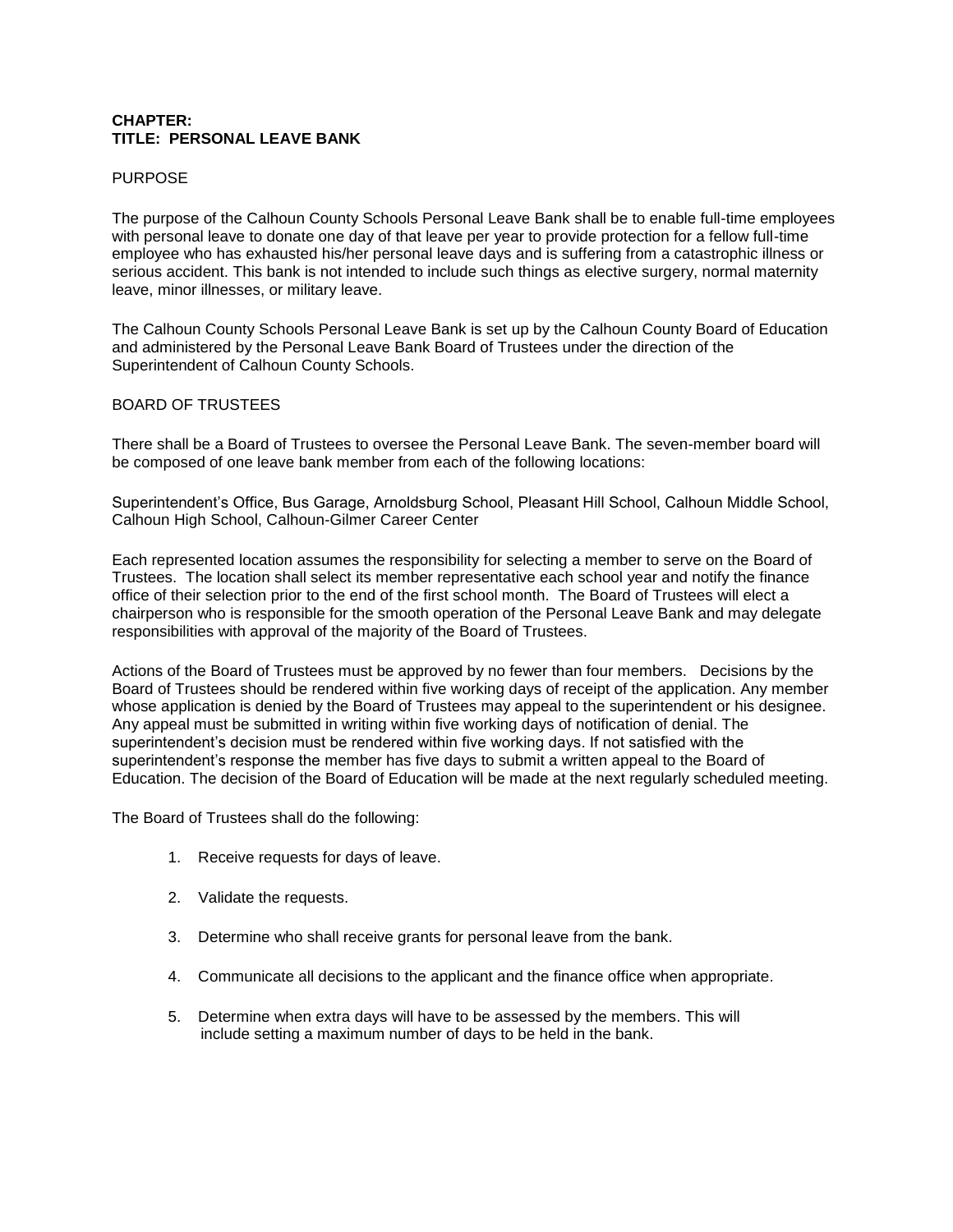**CHAPTER:**
**TITLE: PERSONAL LEAVE BANK**

PURPOSE

The purpose of the Calhoun County Schools Personal Leave Bank shall be to enable full-time employees with personal leave to donate one day of that leave per year to provide protection for a fellow full-time employee who has exhausted his/her personal leave days and is suffering from a catastrophic illness or serious accident. This bank is not intended to include such things as elective surgery, normal maternity leave, minor illnesses, or military leave.

The Calhoun County Schools Personal Leave Bank is set up by the Calhoun County Board of Education and administered by the Personal Leave Bank Board of Trustees under the direction of the Superintendent of Calhoun County Schools.

BOARD OF TRUSTEES

There shall be a Board of Trustees to oversee the Personal Leave Bank. The seven-member board will be composed of one leave bank member from each of the following locations:

Superintendent's Office, Bus Garage, Arnoldsburg School, Pleasant Hill School, Calhoun Middle School, Calhoun High School, Calhoun-Gilmer Career Center

Each represented location assumes the responsibility for selecting a member to serve on the Board of Trustees. The location shall select its member representative each school year and notify the finance office of their selection prior to the end of the first school month. The Board of Trustees will elect a chairperson who is responsible for the smooth operation of the Personal Leave Bank and may delegate responsibilities with approval of the majority of the Board of Trustees.

Actions of the Board of Trustees must be approved by no fewer than four members. Decisions by the Board of Trustees should be rendered within five working days of receipt of the application. Any member whose application is denied by the Board of Trustees may appeal to the superintendent or his designee. Any appeal must be submitted in writing within five working days of notification of denial. The superintendent's decision must be rendered within five working days. If not satisfied with the superintendent's response the member has five days to submit a written appeal to the Board of Education. The decision of the Board of Education will be made at the next regularly scheduled meeting.

The Board of Trustees shall do the following:

1. Receive requests for days of leave.

2. Validate the requests.

3. Determine who shall receive grants for personal leave from the bank.

4. Communicate all decisions to the applicant and the finance office when appropriate.

5. Determine when extra days will have to be assessed by the members. This will include setting a maximum number of days to be held in the bank.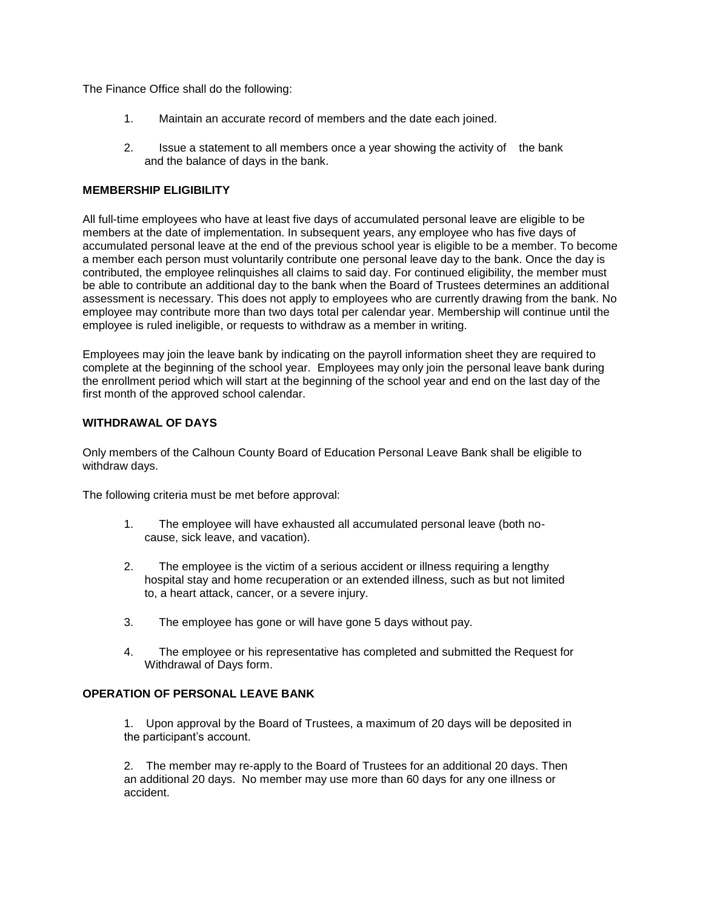The Finance Office shall do the following:

1. Maintain an accurate record of members and the date each joined.

2. Issue a statement to all members once a year showing the activity of the bank and the balance of days in the bank.

**MEMBERSHIP ELIGIBILITY**

All full-time employees who have at least five days of accumulated personal leave are eligible to be members at the date of implementation. In subsequent years, any employee who has five days of accumulated personal leave at the end of the previous school year is eligible to be a member. To become a member each person must voluntarily contribute one personal leave day to the bank. Once the day is contributed, the employee relinquishes all claims to said day. For continued eligibility, the member must be able to contribute an additional day to the bank when the Board of Trustees determines an additional assessment is necessary. This does not apply to employees who are currently drawing from the bank. No employee may contribute more than two days total per calendar year. Membership will continue until the employee is ruled ineligible, or requests to withdraw as a member in writing.

Employees may join the leave bank by indicating on the payroll information sheet they are required to complete at the beginning of the school year. Employees may only join the personal leave bank during the enrollment period which will start at the beginning of the school year and end on the last day of the first month of the approved school calendar.

**WITHDRAWAL OF DAYS**

Only members of the Calhoun County Board of Education Personal Leave Bank shall be eligible to withdraw days.

The following criteria must be met before approval:

1. The employee will have exhausted all accumulated personal leave (both no-cause, sick leave, and vacation).

2. The employee is the victim of a serious accident or illness requiring a lengthy hospital stay and home recuperation or an extended illness, such as but not limited to, a heart attack, cancer, or a severe injury.

3. The employee has gone or will have gone 5 days without pay.

4. The employee or his representative has completed and submitted the Request for Withdrawal of Days form.

**OPERATION OF PERSONAL LEAVE BANK**

1. Upon approval by the Board of Trustees, a maximum of 20 days will be deposited in the participant's account.

2. The member may re-apply to the Board of Trustees for an additional 20 days. Then an additional 20 days. No member may use more than 60 days for any one illness or accident.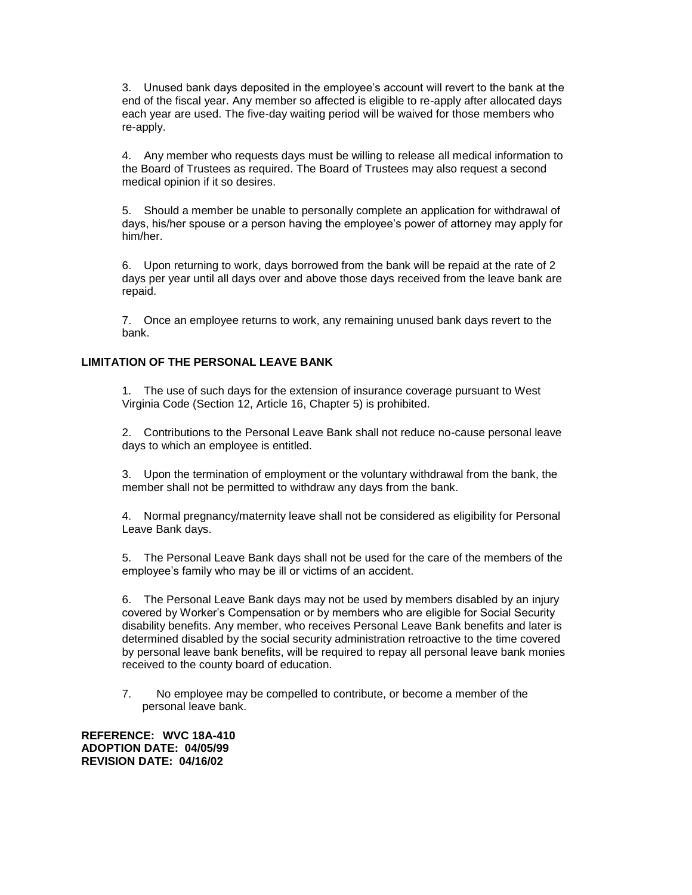3. Unused bank days deposited in the employee's account will revert to the bank at the end of the fiscal year. Any member so affected is eligible to re-apply after allocated days each year are used. The five-day waiting period will be waived for those members who re-apply.

4. Any member who requests days must be willing to release all medical information to the Board of Trustees as required. The Board of Trustees may also request a second medical opinion if it so desires.

5. Should a member be unable to personally complete an application for withdrawal of days, his/her spouse or a person having the employee's power of attorney may apply for him/her.

6. Upon returning to work, days borrowed from the bank will be repaid at the rate of 2 days per year until all days over and above those days received from the leave bank are repaid.

7. Once an employee returns to work, any remaining unused bank days revert to the bank.

**LIMITATION OF THE PERSONAL LEAVE BANK**

1. The use of such days for the extension of insurance coverage pursuant to West Virginia Code (Section 12, Article 16, Chapter 5) is prohibited.

2. Contributions to the Personal Leave Bank shall not reduce no-cause personal leave days to which an employee is entitled.

3. Upon the termination of employment or the voluntary withdrawal from the bank, the member shall not be permitted to withdraw any days from the bank.

4. Normal pregnancy/maternity leave shall not be considered as eligibility for Personal Leave Bank days.

5. The Personal Leave Bank days shall not be used for the care of the members of the employee's family who may be ill or victims of an accident.

6. The Personal Leave Bank days may not be used by members disabled by an injury covered by Worker's Compensation or by members who are eligible for Social Security disability benefits. Any member, who receives Personal Leave Bank benefits and later is determined disabled by the social security administration retroactive to the time covered by personal leave bank benefits, will be required to repay all personal leave bank monies received to the county board of education.

7. No employee may be compelled to contribute, or become a member of the personal leave bank.

**REFERENCE: WVC 18A-410**
**ADOPTION DATE: 04/05/99**
**REVISION DATE: 04/16/02**